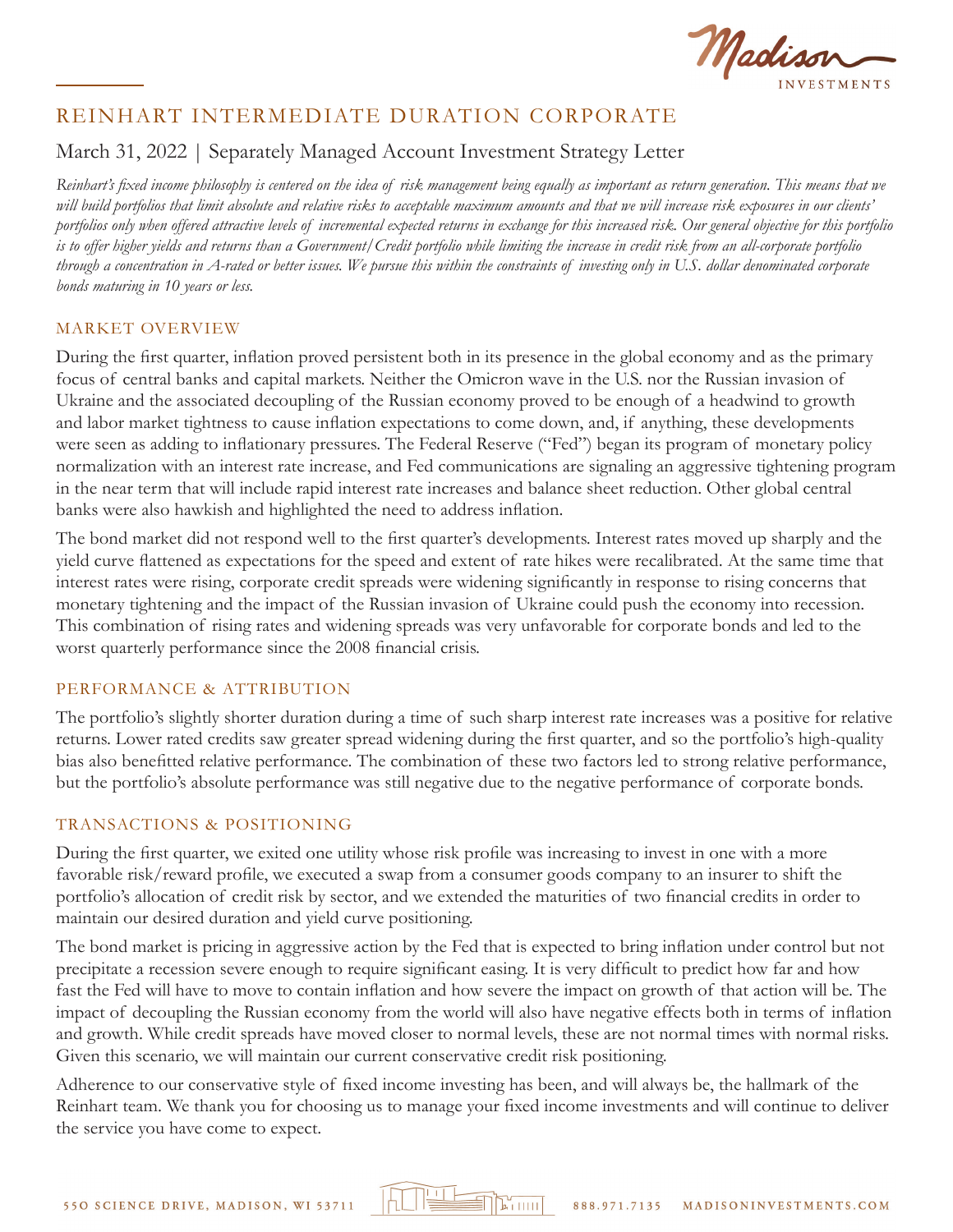# REINHART INTERMEDIATE DURATION CORPORATE

## March 31, 2022 | Separately Managed Account Investment Strategy Letter

*Reinhart's fixed income philosophy is centered on the idea of risk management being equally as important as return generation. This means that we will build portfolios that limit absolute and relative risks to acceptable maximum amounts and that we will increase risk exposures in our clients' portfolios only when offered attractive levels of incremental expected returns in exchange for this increased risk. Our general objective for this portfolio is to offer higher yields and returns than a Government/Credit portfolio while limiting the increase in credit risk from an all-corporate portfolio through a concentration in A-rated or better issues. We pursue this within the constraints of investing only in U.S. dollar denominated corporate bonds maturing in 10 years or less.*

### MARKET OVERVIEW

During the first quarter, inflation proved persistent both in its presence in the global economy and as the primary focus of central banks and capital markets. Neither the Omicron wave in the U.S. nor the Russian invasion of Ukraine and the associated decoupling of the Russian economy proved to be enough of a headwind to growth and labor market tightness to cause inflation expectations to come down, and, if anything, these developments were seen as adding to inflationary pressures. The Federal Reserve ("Fed") began its program of monetary policy normalization with an interest rate increase, and Fed communications are signaling an aggressive tightening program in the near term that will include rapid interest rate increases and balance sheet reduction. Other global central banks were also hawkish and highlighted the need to address inflation.

The bond market did not respond well to the first quarter's developments. Interest rates moved up sharply and the yield curve flattened as expectations for the speed and extent of rate hikes were recalibrated. At the same time that interest rates were rising, corporate credit spreads were widening significantly in response to rising concerns that monetary tightening and the impact of the Russian invasion of Ukraine could push the economy into recession. This combination of rising rates and widening spreads was very unfavorable for corporate bonds and led to the worst quarterly performance since the 2008 financial crisis.

### PERFORMANCE & ATTRIBUTION

The portfolio's slightly shorter duration during a time of such sharp interest rate increases was a positive for relative returns. Lower rated credits saw greater spread widening during the first quarter, and so the portfolio's high-quality bias also benefitted relative performance. The combination of these two factors led to strong relative performance, but the portfolio's absolute performance was still negative due to the negative performance of corporate bonds.

### TRANSACTIONS & POSITIONING

During the first quarter, we exited one utility whose risk profile was increasing to invest in one with a more favorable risk/reward profile, we executed a swap from a consumer goods company to an insurer to shift the portfolio's allocation of credit risk by sector, and we extended the maturities of two financial credits in order to maintain our desired duration and yield curve positioning.

The bond market is pricing in aggressive action by the Fed that is expected to bring inflation under control but not precipitate a recession severe enough to require significant easing. It is very difficult to predict how far and how fast the Fed will have to move to contain inflation and how severe the impact on growth of that action will be. The impact of decoupling the Russian economy from the world will also have negative effects both in terms of inflation and growth. While credit spreads have moved closer to normal levels, these are not normal times with normal risks. Given this scenario, we will maintain our current conservative credit risk positioning.

Adherence to our conservative style of fixed income investing has been, and will always be, the hallmark of the Reinhart team. We thank you for choosing us to manage your fixed income investments and will continue to deliver the service you have come to expect.

550 SCIENCE DRIVE, MADISON, WI 53711 | 888.971.7135 | MADISONINVESTMENTS.COM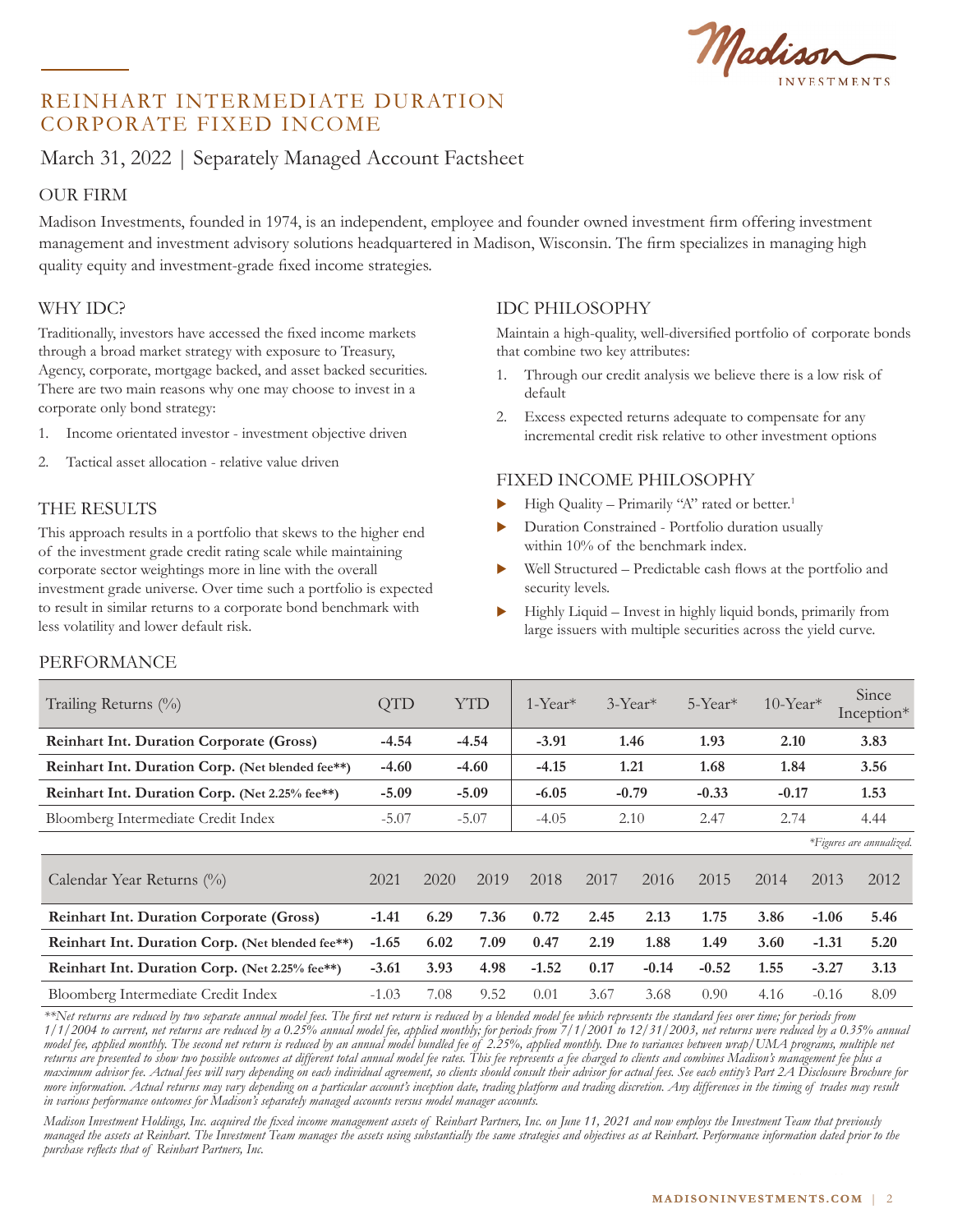# REINHART INTERMEDIATE DURATION CORPORATE FIXED INCOME

March 31, 2022 | Separately Managed Account Factsheet

## OUR FIRM

Madison Investments, founded in 1974, is an independent, employee and founder owned investment firm offering investment management and investment advisory solutions headquartered in Madison, Wisconsin. The firm specializes in managing high quality equity and investment-grade fixed income strategies.

## WHY IDC?

Traditionally, investors have accessed the fixed income markets through a broad market strategy with exposure to Treasury, Agency, corporate, mortgage backed, and asset backed securities. There are two main reasons why one may choose to invest in a corporate only bond strategy:

1. Income orientated investor - investment objective driven
2. Tactical asset allocation - relative value driven

## THE RESULTS

This approach results in a portfolio that skews to the higher end of the investment grade credit rating scale while maintaining corporate sector weightings more in line with the overall investment grade universe. Over time such a portfolio is expected to result in similar returns to a corporate bond benchmark with less volatility and lower default risk.

## IDC PHILOSOPHY

Maintain a high-quality, well-diversified portfolio of corporate bonds that combine two key attributes:

1. Through our credit analysis we believe there is a low risk of default
2. Excess expected returns adequate to compensate for any incremental credit risk relative to other investment options

## FIXED INCOME PHILOSOPHY

- High Quality – Primarily "A" rated or better.[1]
- Duration Constrained - Portfolio duration usually within 10% of the benchmark index.
- Well Structured – Predictable cash flows at the portfolio and security levels.
- Highly Liquid – Invest in highly liquid bonds, primarily from large issuers with multiple securities across the yield curve.

## PERFORMANCE

| Trailing Returns (%) | QTD | YTD | 1-Year* | 3-Year* | 5-Year* | 10-Year* | Since Inception* |
|---|---|---|---|---|---|---|---|
| **Reinhart Int. Duration Corporate (Gross)** | **-4.54** | **-4.54** | **-3.91** | **1.46** | **1.93** | **2.10** | **3.83** |
| **Reinhart Int. Duration Corp. (Net blended fee\*\*)** | **-4.60** | **-4.60** | **-4.15** | **1.21** | **1.68** | **1.84** | **3.56** |
| **Reinhart Int. Duration Corp. (Net 2.25% fee\*\*)** | **-5.09** | **-5.09** | **-6.05** | **-0.79** | **-0.33** | **-0.17** | **1.53** |
| Bloomberg Intermediate Credit Index | -5.07 | -5.07 | -4.05 | 2.10 | 2.47 | 2.74 | 4.44 |

*Figures are annualized.

| Calendar Year Returns (%) | 2021 | 2020 | 2019 | 2018 | 2017 | 2016 | 2015 | 2014 | 2013 | 2012 |
|---|---|---|---|---|---|---|---|---|---|---|
| **Reinhart Int. Duration Corporate (Gross)** | **-1.41** | **6.29** | **7.36** | **0.72** | **2.45** | **2.13** | **1.75** | **3.86** | **-1.06** | **5.46** |
| **Reinhart Int. Duration Corp. (Net blended fee\*\*)** | **-1.65** | **6.02** | **7.09** | **0.47** | **2.19** | **1.88** | **1.49** | **3.60** | **-1.31** | **5.20** |
| **Reinhart Int. Duration Corp. (Net 2.25% fee\*\*)** | **-3.61** | **3.93** | **4.98** | **-1.52** | **0.17** | **-0.14** | **-0.52** | **1.55** | **-3.27** | **3.13** |
| Bloomberg Intermediate Credit Index | -1.03 | 7.08 | 9.52 | 0.01 | 3.67 | 3.68 | 0.90 | 4.16 | -0.16 | 8.09 |

*\*\*Net returns are reduced by two separate annual model fees. The first net return is reduced by a blended model fee which represents the standard fees over time; for periods from 1/1/2004 to current, net returns are reduced by a 0.25% annual model fee, applied monthly; for periods from 7/1/2001 to 12/31/2003, net returns were reduced by a 0.35% annual model fee, applied monthly. The second net return is reduced by an annual model bundled fee of 2.25%, applied monthly. Due to variances between wrap/UMA programs, multiple net returns are presented to show two possible outcomes at different total annual model fee rates. This fee represents a fee charged to clients and combines Madison's management fee plus a maximum advisor fee. Actual fees will vary depending on each individual agreement, so clients should consult their advisor for actual fees. See each entity's Part 2A Disclosure Brochure for more information. Actual returns may vary depending on a particular account's inception date, trading platform and trading discretion. Any differences in the timing of trades may result in various performance outcomes for Madison's separately managed accounts versus model manager accounts.*

*Madison Investment Holdings, Inc. acquired the fixed income management assets of Reinhart Partners, Inc. on June 11, 2021 and now employs the Investment Team that previously managed the assets at Reinhart. The Investment Team manages the assets using substantially the same strategies and objectives as at Reinhart. Performance information dated prior to the purchase reflects that of Reinhart Partners, Inc.*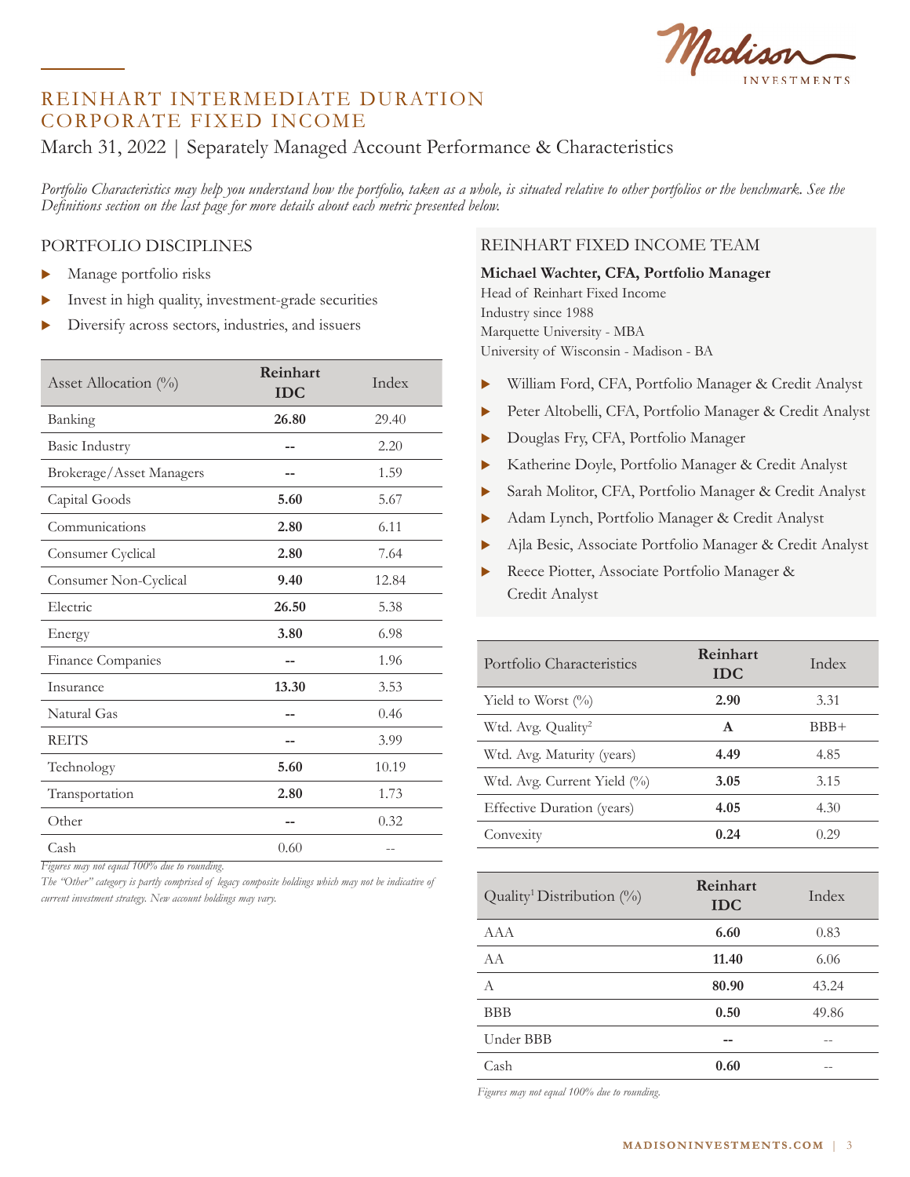# REINHART INTERMEDIATE DURATION CORPORATE FIXED INCOME

March 31, 2022 | Separately Managed Account Performance & Characteristics

*Portfolio Characteristics may help you understand how the portfolio, taken as a whole, is situated relative to other portfolios or the benchmark. See the Definitions section on the last page for more details about each metric presented below.*

## PORTFOLIO DISCIPLINES

- Manage portfolio risks
- Invest in high quality, investment-grade securities
- Diversify across sectors, industries, and issuers

| Asset Allocation (%) | Reinhart IDC | Index |
|---|---|---|
| Banking | **26.80** | 29.40 |
| Basic Industry | **--** | 2.20 |
| Brokerage/Asset Managers | **--** | 1.59 |
| Capital Goods | **5.60** | 5.67 |
| Communications | **2.80** | 6.11 |
| Consumer Cyclical | **2.80** | 7.64 |
| Consumer Non-Cyclical | **9.40** | 12.84 |
| Electric | **26.50** | 5.38 |
| Energy | **3.80** | 6.98 |
| Finance Companies | **--** | 1.96 |
| Insurance | **13.30** | 3.53 |
| Natural Gas | **--** | 0.46 |
| REITS | **--** | 3.99 |
| Technology | **5.60** | 10.19 |
| Transportation | **2.80** | 1.73 |
| Other | **--** | 0.32 |
| Cash | 0.60 | -- |

*Figures may not equal 100% due to rounding.*

*The "Other" category is partly comprised of legacy composite holdings which may not be indicative of current investment strategy. New account holdings may vary.*

## REINHART FIXED INCOME TEAM

**Michael Wachter, CFA, Portfolio Manager**
Head of Reinhart Fixed Income
Industry since 1988
Marquette University - MBA
University of Wisconsin - Madison - BA

- William Ford, CFA, Portfolio Manager & Credit Analyst
- Peter Altobelli, CFA, Portfolio Manager & Credit Analyst
- Douglas Fry, CFA, Portfolio Manager
- Katherine Doyle, Portfolio Manager & Credit Analyst
- Sarah Molitor, CFA, Portfolio Manager & Credit Analyst
- Adam Lynch, Portfolio Manager & Credit Analyst
- Ajla Besic, Associate Portfolio Manager & Credit Analyst
- Reece Piotter, Associate Portfolio Manager & Credit Analyst

| Portfolio Characteristics | Reinhart IDC | Index |
|---|---|---|
| Yield to Worst (%) | **2.90** | 3.31 |
| Wtd. Avg. Quality[2] | **A** | BBB+ |
| Wtd. Avg. Maturity (years) | **4.49** | 4.85 |
| Wtd. Avg. Current Yield (%) | **3.05** | 3.15 |
| Effective Duration (years) | **4.05** | 4.30 |
| Convexity | **0.24** | 0.29 |

| Quality[1] Distribution (%) | Reinhart IDC | Index |
|---|---|---|
| AAA | **6.60** | 0.83 |
| AA | **11.40** | 6.06 |
| A | **80.90** | 43.24 |
| BBB | **0.50** | 49.86 |
| Under BBB | **--** | -- |
| Cash | **0.60** | -- |

*Figures may not equal 100% due to rounding.*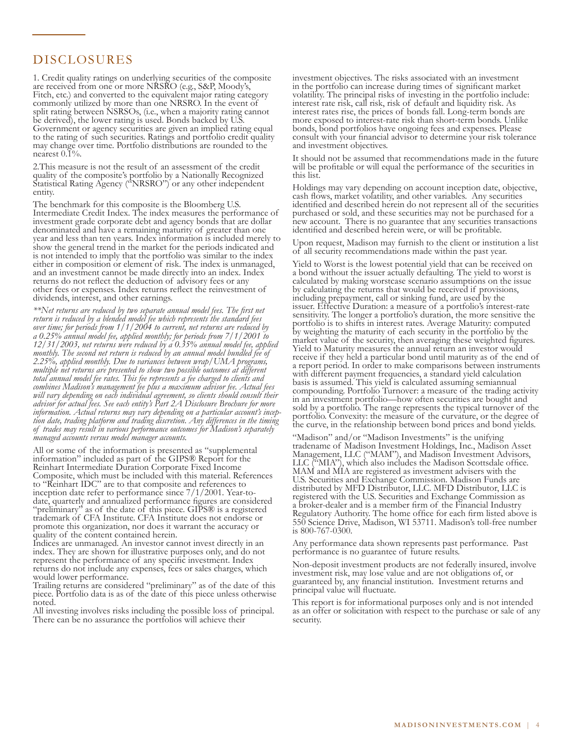## DISCLOSURES

1. Credit quality ratings on underlying securities of the composite are received from one or more NRSRO (e.g., S&P, Moody's, Fitch, etc.) and converted to the equivalent major rating category commonly utilized by more than one NRSRO. In the event of split rating between NSRSOs, (i.e., when a majority rating cannot be derived), the lower rating is used. Bonds backed by U.S. Government or agency securities are given an implied rating equal to the rating of such securities. Ratings and portfolio credit quality may change over time. Portfolio distributions are rounded to the nearest 0.1%.

2.This measure is not the result of an assessment of the credit quality of the composite's portfolio by a Nationally Recognized Statistical Rating Agency ("NRSRO") or any other independent entity.

The benchmark for this composite is the Bloomberg U.S. Intermediate Credit Index. The index measures the performance of investment grade corporate debt and agency bonds that are dollar denominated and have a remaining maturity of greater than one year and less than ten years. Index information is included merely to show the general trend in the market for the periods indicated and is not intended to imply that the portfolio was similar to the index either in composition or element of risk. The index is unmanaged, and an investment cannot be made directly into an index. Index returns do not reflect the deduction of advisory fees or any other fees or expenses. Index returns reflect the reinvestment of dividends, interest, and other earnings.

*\*\*Net returns are reduced by two separate annual model fees. The first net return is reduced by a blended model fee which represents the standard fees over time; for periods from 1/1/2004 to current, net returns are reduced by a 0.25% annual model fee, applied monthly; for periods from 7/1/2001 to 12/31/2003, net returns were reduced by a 0.35% annual model fee, applied monthly. The second net return is reduced by an annual model bundled fee of 2.25%, applied monthly. Due to variances between wrap/UMA programs, multiple net returns are presented to show two possible outcomes at different total annual model fee rates. This fee represents a fee charged to clients and combines Madison's management fee plus a maximum advisor fee. Actual fees will vary depending on each individual agreement, so clients should consult their advisor for actual fees. See each entity's Part 2A Disclosure Brochure for more information. Actual returns may vary depending on a particular account's inception date, trading platform and trading discretion. Any differences in the timing of trades may result in various performance outcomes for Madison's separately managed accounts versus model manager accounts.*

All or some of the information is presented as "supplemental information" included as part of the GIPS® Report for the Reinhart Intermediate Duration Corporate Fixed Income Composite, which must be included with this material. References to "Reinhart IDC" are to that composite and references to inception date refer to performance since 7/1/2001. Year-to-date, quarterly and annualized performance figures are considered "preliminary" as of the date of this piece. GIPS® is a registered trademark of CFA Institute. CFA Institute does not endorse or promote this organization, nor does it warrant the accuracy or quality of the content contained herein.

Indices are unmanaged. An investor cannot invest directly in an index. They are shown for illustrative purposes only, and do not represent the performance of any specific investment. Index returns do not include any expenses, fees or sales charges, which would lower performance.

Trailing returns are considered "preliminary" as of the date of this piece. Portfolio data is as of the date of this piece unless otherwise noted.

All investing involves risks including the possible loss of principal. There can be no assurance the portfolios will achieve their investment objectives. The risks associated with an investment in the portfolio can increase during times of significant market volatility. The principal risks of investing in the portfolio include: interest rate risk, call risk, risk of default and liquidity risk. As interest rates rise, the prices of bonds fall. Long-term bonds are more exposed to interest-rate risk than short-term bonds. Unlike bonds, bond portfolios have ongoing fees and expenses. Please consult with your financial advisor to determine your risk tolerance and investment objectives.

It should not be assumed that recommendations made in the future will be profitable or will equal the performance of the securities in this list.

Holdings may vary depending on account inception date, objective, cash flows, market volatility, and other variables. Any securities identified and described herein do not represent all of the securities purchased or sold, and these securities may not be purchased for a new account. There is no guarantee that any securities transactions identified and described herein were, or will be profitable.

Upon request, Madison may furnish to the client or institution a list of all security recommendations made within the past year.

Yield to Worst is the lowest potential yield that can be received on a bond without the issuer actually defaulting. The yield to worst is calculated by making worstcase scenario assumptions on the issue by calculating the returns that would be received if provisions, including prepayment, call or sinking fund, are used by the issuer. Effective Duration: a measure of a portfolio's interest-rate sensitivity. The longer a portfolio's duration, the more sensitive the portfolio is to shifts in interest rates. Average Maturity: computed by weighting the maturity of each security in the portfolio by the market value of the security, then averaging these weighted figures. Yield to Maturity measures the annual return an investor would receive if they held a particular bond until maturity as of the end of a report period. In order to make comparisons between instruments with different payment frequencies, a standard yield calculation basis is assumed. This yield is calculated assuming semiannual compounding. Portfolio Turnover: a measure of the trading activity in an investment portfolio—how often securities are bought and sold by a portfolio. The range represents the typical turnover of the portfolio. Convexity: the measure of the curvature, or the degree of the curve, in the relationship between bond prices and bond yields.

"Madison" and/or "Madison Investments" is the unifying tradename of Madison Investment Holdings, Inc., Madison Asset Management, LLC ("MAM"), and Madison Investment Advisors, LLC ("MIA"), which also includes the Madison Scottsdale office. MAM and MIA are registered as investment advisers with the U.S. Securities and Exchange Commission. Madison Funds are distributed by MFD Distributor, LLC. MFD Distributor, LLC is registered with the U.S. Securities and Exchange Commission as a broker-dealer and is a member firm of the Financial Industry Regulatory Authority. The home office for each firm listed above is 550 Science Drive, Madison, WI 53711. Madison's toll-free number is 800-767-0300.

Any performance data shown represents past performance. Past performance is no guarantee of future results.

Non-deposit investment products are not federally insured, involve investment risk, may lose value and are not obligations of, or guaranteed by, any financial institution. Investment returns and principal value will fluctuate.

This report is for informational purposes only and is not intended as an offer or solicitation with respect to the purchase or sale of any security.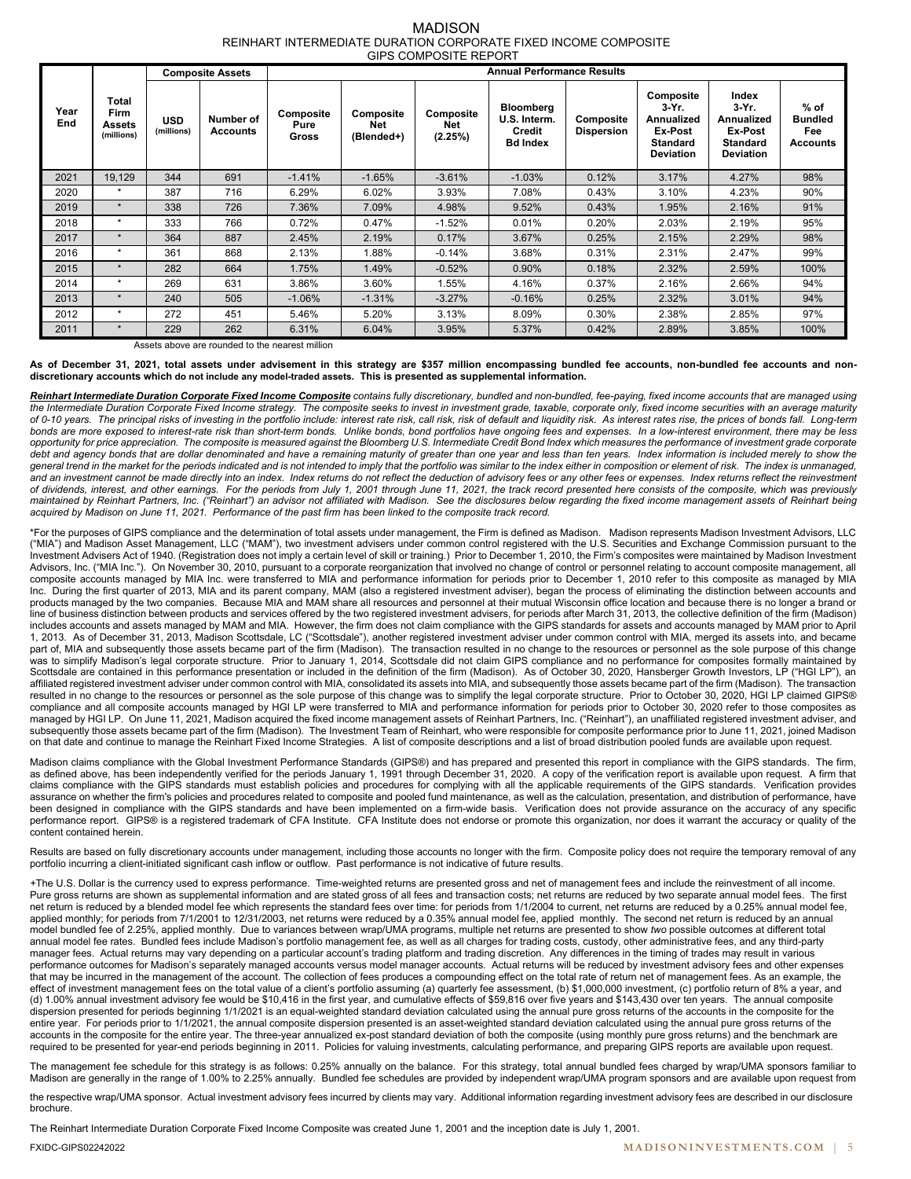# MADISON

## REINHART INTERMEDIATE DURATION CORPORATE FIXED INCOME COMPOSITE

### GIPS COMPOSITE REPORT

| | | Composite Assets | | Annual Performance Results | | | | | | | |
|---|---|---|---|---|---|---|---|---|---|---|---|
| Year End | Total Firm Assets (millions) | USD (millions) | Number of Accounts | Composite Pure Gross | Composite Net (Blended+) | Composite Net (2.25%) | Bloomberg U.S. Interm. Credit Bd Index | Composite Dispersion | Composite 3-Yr. Annualized Ex-Post Standard Deviation | Index 3-Yr. Annualized Ex-Post Standard Deviation | % of Bundled Fee Accounts |
| 2021 | 19,129 | 344 | 691 | -1.41% | -1.65% | -3.61% | -1.03% | 0.12% | 3.17% | 4.27% | 98% |
| 2020 | * | 387 | 716 | 6.29% | 6.02% | 3.93% | 7.08% | 0.43% | 3.10% | 4.23% | 90% |
| 2019 | * | 338 | 726 | 7.36% | 7.09% | 4.98% | 9.52% | 0.43% | 1.95% | 2.16% | 91% |
| 2018 | * | 333 | 766 | 0.72% | 0.47% | -1.52% | 0.01% | 0.20% | 2.03% | 2.19% | 95% |
| 2017 | * | 364 | 887 | 2.45% | 2.19% | 0.17% | 3.67% | 0.25% | 2.15% | 2.29% | 98% |
| 2016 | * | 361 | 868 | 2.13% | 1.88% | -0.14% | 3.68% | 0.31% | 2.31% | 2.47% | 99% |
| 2015 | * | 282 | 664 | 1.75% | 1.49% | -0.52% | 0.90% | 0.18% | 2.32% | 2.59% | 100% |
| 2014 | * | 269 | 631 | 3.86% | 3.60% | 1.55% | 4.16% | 0.37% | 2.16% | 2.66% | 94% |
| 2013 | * | 240 | 505 | -1.06% | -1.31% | -3.27% | -0.16% | 0.25% | 2.32% | 3.01% | 94% |
| 2012 | * | 272 | 451 | 5.46% | 5.20% | 3.13% | 8.09% | 0.30% | 2.38% | 2.85% | 97% |
| 2011 | * | 229 | 262 | 6.31% | 6.04% | 3.95% | 5.37% | 0.42% | 2.89% | 3.85% | 100% |

Assets above are rounded to the nearest million

**As of December 31, 2021, total assets under advisement in this strategy are $357 million encompassing bundled fee accounts, non-bundled fee accounts and non-discretionary accounts which do not include any model-traded assets. This is presented as supplemental information.**

***Reinhart Intermediate Duration Corporate Fixed Income Composite*** *contains fully discretionary, bundled and non-bundled, fee-paying, fixed income accounts that are managed using the Intermediate Duration Corporate Fixed Income strategy. The composite seeks to invest in investment grade, taxable, corporate only, fixed income securities with an average maturity of 0-10 years. The principal risks of investing in the portfolio include: interest rate risk, call risk, risk of default and liquidity risk. As interest rates rise, the prices of bonds fall. Long-term bonds are more exposed to interest-rate risk than short-term bonds. Unlike bonds, bond portfolios have ongoing fees and expenses. In a low-interest environment, there may be less opportunity for price appreciation. The composite is measured against the Bloomberg U.S. Intermediate Credit Bond Index which measures the performance of investment grade corporate debt and agency bonds that are dollar denominated and have a remaining maturity of greater than one year and less than ten years. Index information is included merely to show the general trend in the market for the periods indicated and is not intended to imply that the portfolio was similar to the index either in composition or element of risk. The index is unmanaged, and an investment cannot be made directly into an index. Index returns do not reflect the deduction of advisory fees or any other fees or expenses. Index returns reflect the reinvestment of dividends, interest, and other earnings. For the periods from July 1, 2001 through June 11, 2021, the track record presented here consists of the composite, which was previously maintained by Reinhart Partners, Inc. ("Reinhart") an advisor not affiliated with Madison. See the disclosures below regarding the fixed income management assets of Reinhart being acquired by Madison on June 11, 2021. Performance of the past firm has been linked to the composite track record.*

*For the purposes of GIPS compliance and the determination of total assets under management, the Firm is defined as Madison. Madison represents Madison Investment Advisors, LLC ("MIA") and Madison Asset Management, LLC ("MAM"), two investment advisers under common control registered with the U.S. Securities and Exchange Commission pursuant to the Investment Advisers Act of 1940. (Registration does not imply a certain level of skill or training.) Prior to December 1, 2010, the Firm's composites were maintained by Madison Investment Advisors, Inc. ("MIA Inc."). On November 30, 2010, pursuant to a corporate reorganization that involved no change of control or personnel relating to account composite management, all composite accounts managed by MIA Inc. were transferred to MIA and performance information for periods prior to December 1, 2010 refer to this composite as managed by MIA Inc. During the first quarter of 2013, MIA and its parent company, MAM (also a registered investment adviser), began the process of eliminating the distinction between accounts and products managed by the two companies. Because MIA and MAM share all resources and personnel at their mutual Wisconsin office location and because there is no longer a brand or line of business distinction between products and services offered by the two registered investment advisers, for periods after March 31, 2013, the collective definition of the firm (Madison) includes accounts and assets managed by MAM and MIA. However, the firm does not claim compliance with the GIPS standards for assets and accounts managed by MAM prior to April 1, 2013. As of December 31, 2013, Madison Scottsdale, LC ("Scottsdale"), another registered investment adviser under common control with MIA, merged its assets into, and became part of, MIA and subsequently those assets became part of the firm (Madison). The transaction resulted in no change to the resources or personnel as the sole purpose of this change was to simplify Madison's legal corporate structure. Prior to January 1, 2014, Scottsdale did not claim GIPS compliance and no performance for composites formally maintained by Scottsdale are contained in this performance presentation or included in the definition of the firm (Madison). As of October 30, 2020, Hansberger Growth Investors, LP ("HGI LP"), an affiliated registered investment adviser under common control with MIA, consolidated its assets into MIA, and subsequently those assets became part of the firm (Madison). The transaction resulted in no change to the resources or personnel as the sole purpose of this change was to simplify the legal corporate structure. Prior to October 30, 2020, HGI LP claimed GIPS® compliance and all composite accounts managed by HGI LP were transferred to MIA and performance information for periods prior to October 30, 2020 refer to those composites as managed by HGI LP. On June 11, 2021, Madison acquired the fixed income management assets of Reinhart Partners, Inc. ("Reinhart"), an unaffiliated registered investment adviser, and subsequently those assets became part of the firm (Madison). The Investment Team of Reinhart, who were responsible for composite performance prior to June 11, 2021, joined Madison on that date and continue to manage the Reinhart Fixed Income Strategies. A list of composite descriptions and a list of broad distribution pooled funds are available upon request.

Madison claims compliance with the Global Investment Performance Standards (GIPS®) and has prepared and presented this report in compliance with the GIPS standards. The firm, as defined above, has been independently verified for the periods January 1, 1991 through December 31, 2020. A copy of the verification report is available upon request. A firm that claims compliance with the GIPS standards must establish policies and procedures for complying with all the applicable requirements of the GIPS standards. Verification provides assurance on whether the firm's policies and procedures related to composite and pooled fund maintenance, as well as the calculation, presentation, and distribution of performance, have been designed in compliance with the GIPS standards and have been implemented on a firm-wide basis. Verification does not provide assurance on the accuracy of any specific performance report. GIPS® is a registered trademark of CFA Institute. CFA Institute does not endorse or promote this organization, nor does it warrant the accuracy or quality of the content contained herein.

Results are based on fully discretionary accounts under management, including those accounts no longer with the firm. Composite policy does not require the temporary removal of any portfolio incurring a client-initiated significant cash inflow or outflow. Past performance is not indicative of future results.

+The U.S. Dollar is the currency used to express performance. Time-weighted returns are presented gross and net of management fees and include the reinvestment of all income. Pure gross returns are shown as supplemental information and are stated gross of all fees and transaction costs; net returns are reduced by two separate annual model fees. The first net return is reduced by a blended model fee which represents the standard fees over time: for periods from 1/1/2004 to current, net returns are reduced by a 0.25% annual model fee, applied monthly; for periods from 7/1/2001 to 12/31/2003, net returns were reduced by a 0.35% annual model fee, applied monthly. The second net return is reduced by an annual model bundled fee of 2.25%, applied monthly. Due to variances between wrap/UMA programs, multiple net returns are presented to show *two* possible outcomes at different total annual model fee rates. Bundled fees include Madison's portfolio management fee, as well as all charges for trading costs, custody, other administrative fees, and any third-party manager fees. Actual returns may vary depending on a particular account's trading platform and trading discretion. Any differences in the timing of trades may result in various performance outcomes for Madison's separately managed accounts versus model manager accounts. Actual returns will be reduced by investment advisory fees and other expenses that may be incurred in the management of the account. The collection of fees produces a compounding effect on the total rate of return net of management fees. As an example, the effect of investment management fees on the total value of a client's portfolio assuming (a) quarterly fee assessment, (b) $1,000,000 investment, (c) portfolio return of 8% a year, and (d) 1.00% annual investment advisory fee would be $10,416 in the first year, and cumulative effects of $59,816 over five years and $143,430 over ten years. The annual composite dispersion presented for periods beginning 1/1/2021 is an equal-weighted standard deviation calculated using the annual pure gross returns of the accounts in the composite for the entire year. For periods prior to 1/1/2021, the annual composite dispersion presented is an asset-weighted standard deviation calculated using the annual pure gross returns of the accounts in the composite for the entire year. The three-year annualized ex-post standard deviation of both the composite (using monthly pure gross returns) and the benchmark are required to be presented for year-end periods beginning in 2011. Policies for valuing investments, calculating performance, and preparing GIPS reports are available upon request.

The management fee schedule for this strategy is as follows: 0.25% annually on the balance. For this strategy, total annual bundled fees charged by wrap/UMA sponsors familiar to Madison are generally in the range of 1.00% to 2.25% annually. Bundled fee schedules are provided by independent wrap/UMA program sponsors and are available upon request from the respective wrap/UMA sponsor. Actual investment advisory fees incurred by clients may vary. Additional information regarding investment advisory fees are described in our disclosure brochure.

The Reinhart Intermediate Duration Corporate Fixed Income Composite was created June 1, 2001 and the inception date is July 1, 2001.

FXIDC-GIPS02242022